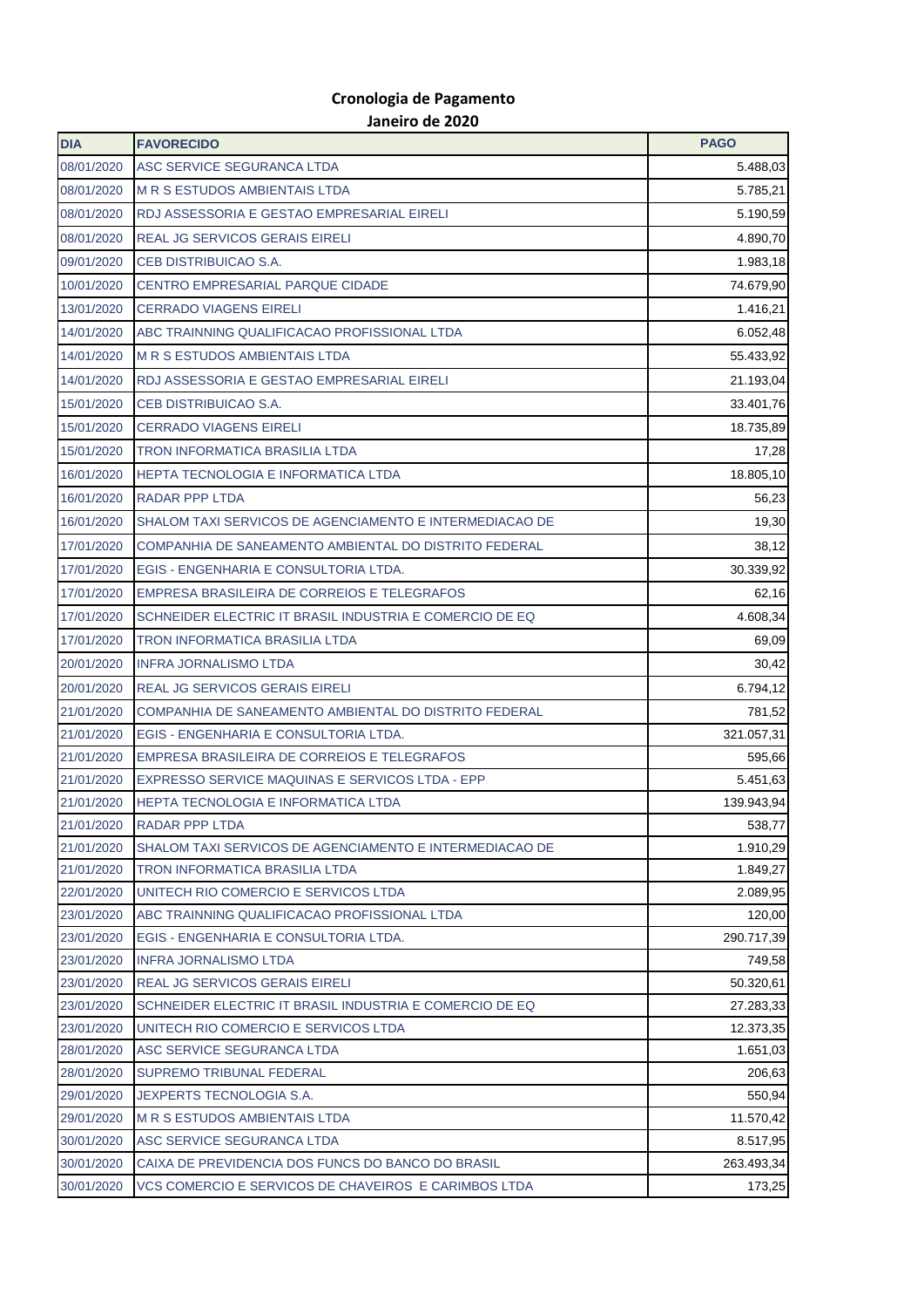## Cronologia de Pagamento
### Janeiro de 2020

| DIA | FAVORECIDO | PAGO |
|---|---|---|
| 08/01/2020 | ASC SERVICE SEGURANCA LTDA | 5.488,03 |
| 08/01/2020 | M R S ESTUDOS AMBIENTAIS LTDA | 5.785,21 |
| 08/01/2020 | RDJ ASSESSORIA E GESTAO EMPRESARIAL EIRELI | 5.190,59 |
| 08/01/2020 | REAL JG SERVICOS GERAIS EIRELI | 4.890,70 |
| 09/01/2020 | CEB DISTRIBUICAO S.A. | 1.983,18 |
| 10/01/2020 | CENTRO EMPRESARIAL PARQUE CIDADE | 74.679,90 |
| 13/01/2020 | CERRADO VIAGENS EIRELI | 1.416,21 |
| 14/01/2020 | ABC TRAINNING QUALIFICACAO PROFISSIONAL LTDA | 6.052,48 |
| 14/01/2020 | M R S ESTUDOS AMBIENTAIS LTDA | 55.433,92 |
| 14/01/2020 | RDJ ASSESSORIA E GESTAO EMPRESARIAL EIRELI | 21.193,04 |
| 15/01/2020 | CEB DISTRIBUICAO S.A. | 33.401,76 |
| 15/01/2020 | CERRADO VIAGENS EIRELI | 18.735,89 |
| 15/01/2020 | TRON INFORMATICA BRASILIA LTDA | 17,28 |
| 16/01/2020 | HEPTA TECNOLOGIA E INFORMATICA LTDA | 18.805,10 |
| 16/01/2020 | RADAR PPP LTDA | 56,23 |
| 16/01/2020 | SHALOM TAXI SERVICOS DE AGENCIAMENTO E INTERMEDIACAO DE | 19,30 |
| 17/01/2020 | COMPANHIA DE SANEAMENTO AMBIENTAL DO DISTRITO FEDERAL | 38,12 |
| 17/01/2020 | EGIS - ENGENHARIA E CONSULTORIA LTDA. | 30.339,92 |
| 17/01/2020 | EMPRESA BRASILEIRA DE CORREIOS E TELEGRAFOS | 62,16 |
| 17/01/2020 | SCHNEIDER ELECTRIC IT BRASIL INDUSTRIA E COMERCIO DE EQ | 4.608,34 |
| 17/01/2020 | TRON INFORMATICA BRASILIA LTDA | 69,09 |
| 20/01/2020 | INFRA JORNALISMO LTDA | 30,42 |
| 20/01/2020 | REAL JG SERVICOS GERAIS EIRELI | 6.794,12 |
| 21/01/2020 | COMPANHIA DE SANEAMENTO AMBIENTAL DO DISTRITO FEDERAL | 781,52 |
| 21/01/2020 | EGIS - ENGENHARIA E CONSULTORIA LTDA. | 321.057,31 |
| 21/01/2020 | EMPRESA BRASILEIRA DE CORREIOS E TELEGRAFOS | 595,66 |
| 21/01/2020 | EXPRESSO SERVICE MAQUINAS E SERVICOS LTDA - EPP | 5.451,63 |
| 21/01/2020 | HEPTA TECNOLOGIA E INFORMATICA LTDA | 139.943,94 |
| 21/01/2020 | RADAR PPP LTDA | 538,77 |
| 21/01/2020 | SHALOM TAXI SERVICOS DE AGENCIAMENTO E INTERMEDIACAO DE | 1.910,29 |
| 21/01/2020 | TRON INFORMATICA BRASILIA LTDA | 1.849,27 |
| 22/01/2020 | UNITECH RIO COMERCIO E SERVICOS LTDA | 2.089,95 |
| 23/01/2020 | ABC TRAINNING QUALIFICACAO PROFISSIONAL LTDA | 120,00 |
| 23/01/2020 | EGIS - ENGENHARIA E CONSULTORIA LTDA. | 290.717,39 |
| 23/01/2020 | INFRA JORNALISMO LTDA | 749,58 |
| 23/01/2020 | REAL JG SERVICOS GERAIS EIRELI | 50.320,61 |
| 23/01/2020 | SCHNEIDER ELECTRIC IT BRASIL INDUSTRIA E COMERCIO DE EQ | 27.283,33 |
| 23/01/2020 | UNITECH RIO COMERCIO E SERVICOS LTDA | 12.373,35 |
| 28/01/2020 | ASC SERVICE SEGURANCA LTDA | 1.651,03 |
| 28/01/2020 | SUPREMO TRIBUNAL FEDERAL | 206,63 |
| 29/01/2020 | JEXPERTS TECNOLOGIA S.A. | 550,94 |
| 29/01/2020 | M R S ESTUDOS AMBIENTAIS LTDA | 11.570,42 |
| 30/01/2020 | ASC SERVICE SEGURANCA LTDA | 8.517,95 |
| 30/01/2020 | CAIXA DE PREVIDENCIA DOS FUNCS DO BANCO DO BRASIL | 263.493,34 |
| 30/01/2020 | VCS COMERCIO E SERVICOS DE CHAVEIROS E CARIMBOS LTDA | 173,25 |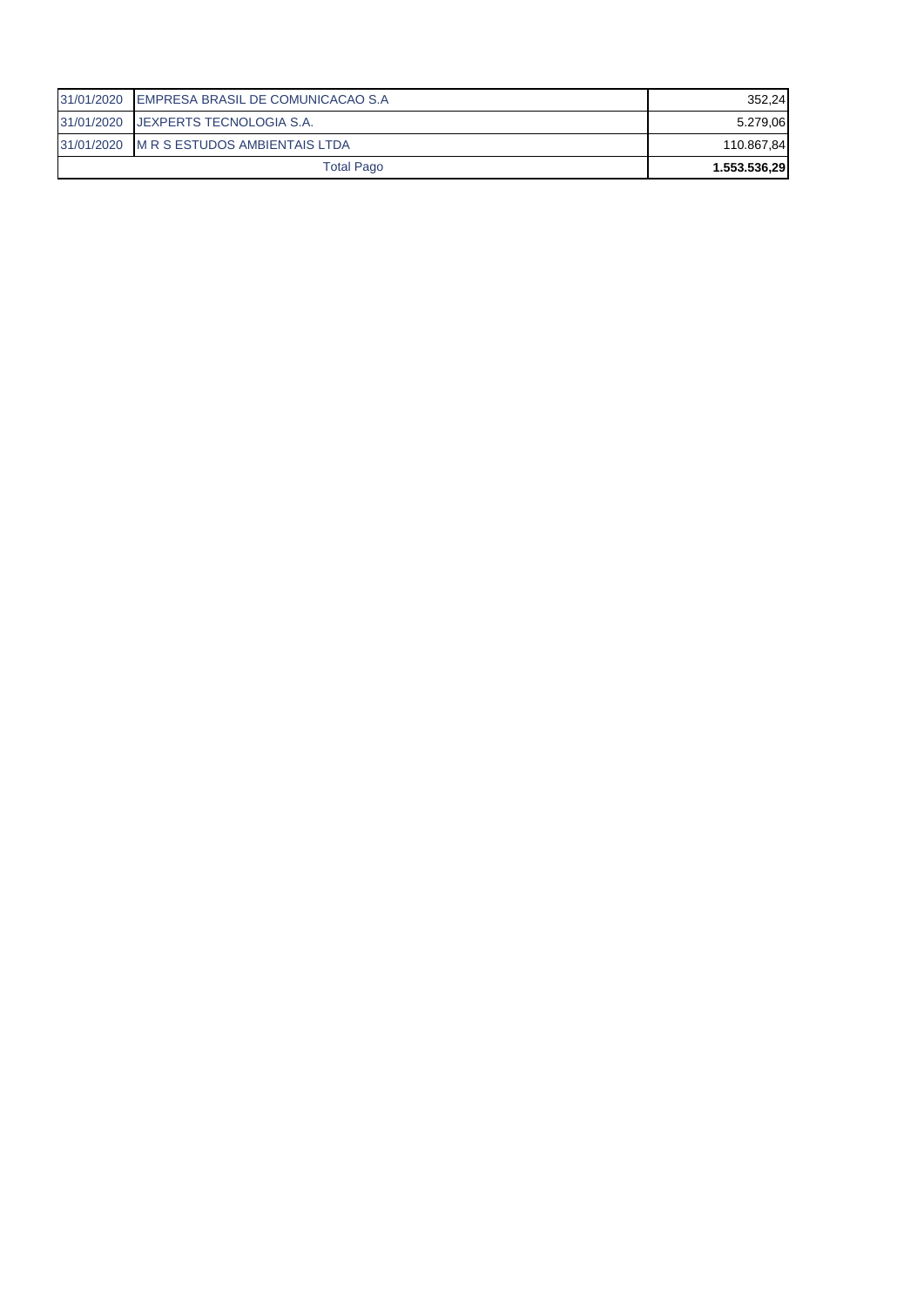| | | |
|---|---|---|
| 31/01/2020 | EMPRESA BRASIL DE COMUNICACAO S.A | 352,24 |
| 31/01/2020 | JEXPERTS TECNOLOGIA S.A. | 5.279,06 |
| 31/01/2020 | M R S ESTUDOS AMBIENTAIS LTDA | 110.867,84 |
| Total Pago | | **1.553.536,29** |